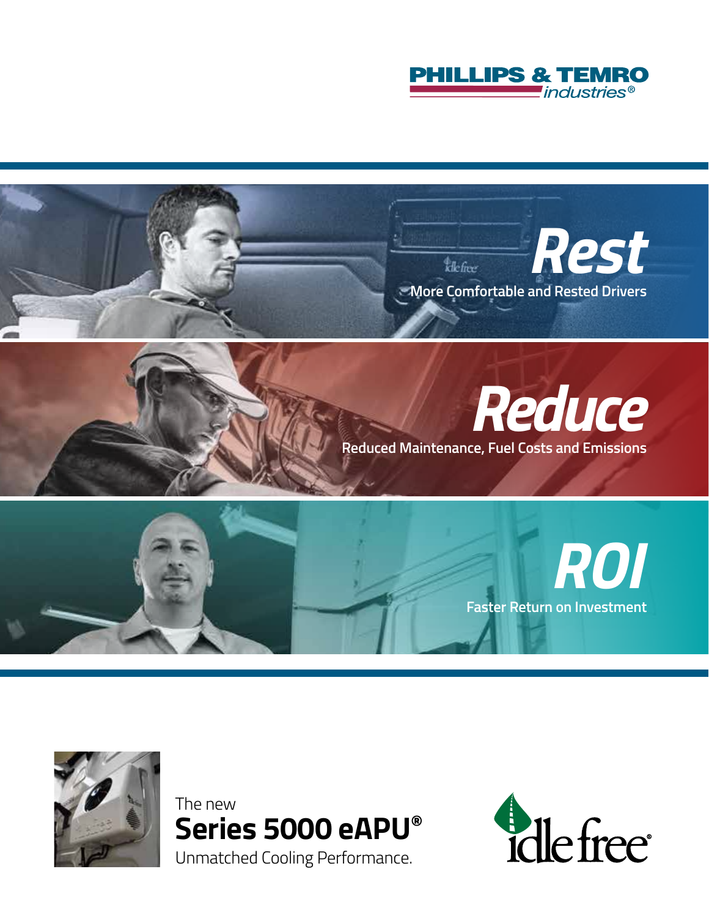PHILLIPS & TEMRO industries®

# Rest

More Comfortable and Rested Drivers

# Reduce

Reduced Maintenance, Fuel Costs and Emissions

# ROI

Faster Return on Investment

The new

## Series 5000 eAPU®

Unmatched Cooling Performance.

idle free®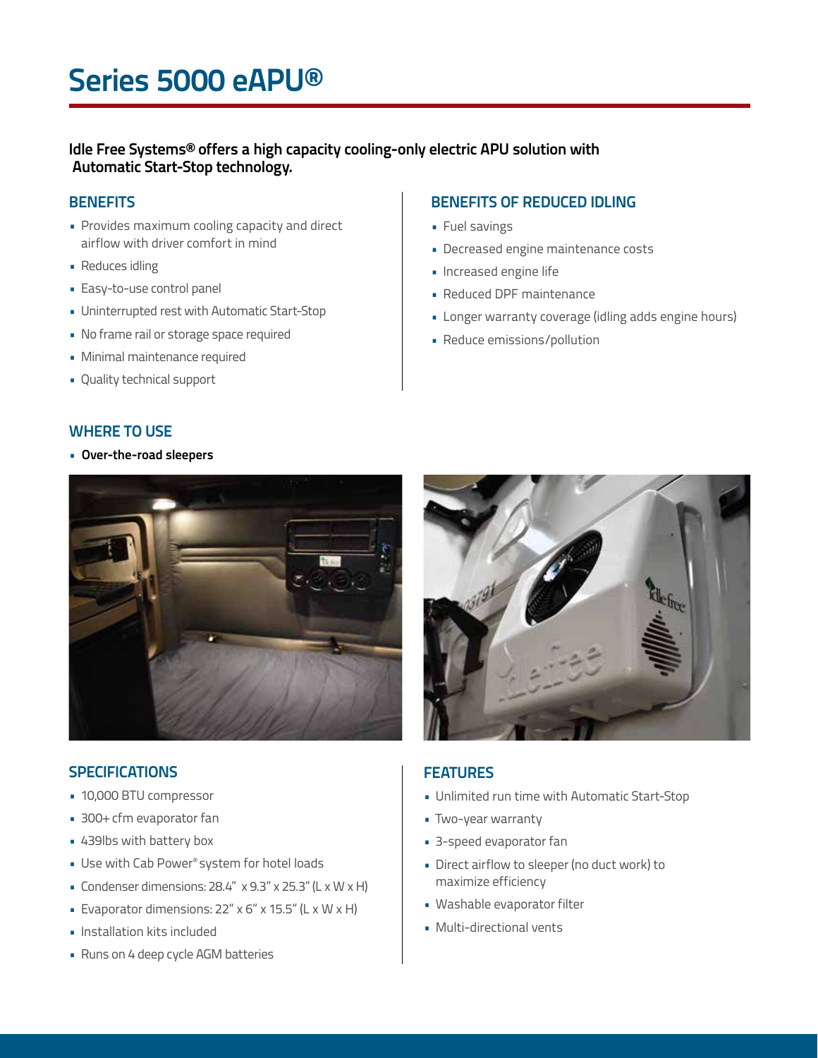# Series 5000 eAPU®

**Idle Free Systems® offers a high capacity cooling-only electric APU solution with Automatic Start-Stop technology.**

## BENEFITS

- Provides maximum cooling capacity and direct airflow with driver comfort in mind
- Reduces idling
- Easy-to-use control panel
- Uninterrupted rest with Automatic Start-Stop
- No frame rail or storage space required
- Minimal maintenance required
- Quality technical support

## BENEFITS OF REDUCED IDLING

- Fuel savings
- Decreased engine maintenance costs
- Increased engine life
- Reduced DPF maintenance
- Longer warranty coverage (idling adds engine hours)
- Reduce emissions/pollution

## WHERE TO USE

- **Over-the-road sleepers**

## SPECIFICATIONS

- 10,000 BTU compressor
- 300+ cfm evaporator fan
- 439lbs with battery box
- Use with Cab Power® system for hotel loads
- Condenser dimensions: 28.4" x 9.3" x 25.3" (L x W x H)
- Evaporator dimensions: 22" x 6" x 15.5" (L x W x H)
- Installation kits included
- Runs on 4 deep cycle AGM batteries

## FEATURES

- Unlimited run time with Automatic Start-Stop
- Two-year warranty
- 3-speed evaporator fan
- Direct airflow to sleeper (no duct work) to maximize efficiency
- Washable evaporator filter
- Multi-directional vents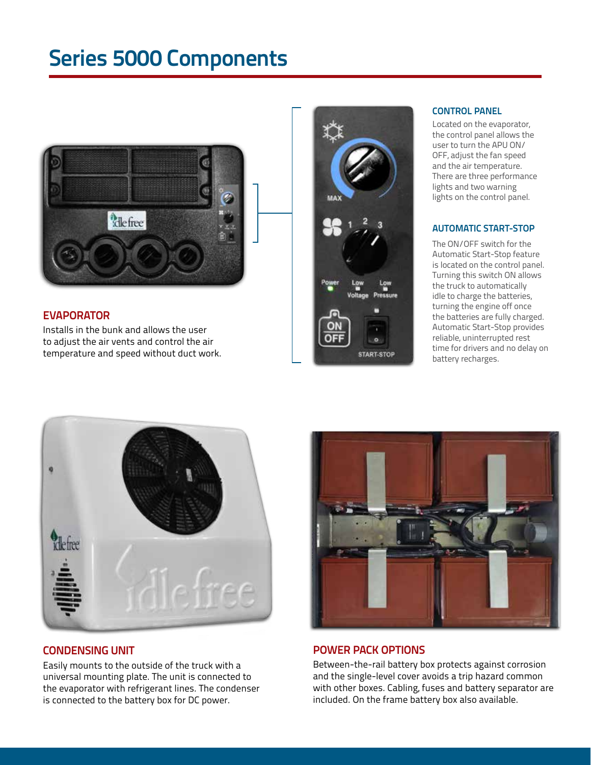# Series 5000 Components

## EVAPORATOR

Installs in the bunk and allows the user to adjust the air vents and control the air temperature and speed without duct work.

## CONTROL PANEL

Located on the evaporator, the control panel allows the user to turn the APU ON/OFF, adjust the fan speed and the air temperature. There are three performance lights and two warning lights on the control panel.

## AUTOMATIC START-STOP

The ON/OFF switch for the Automatic Start-Stop feature is located on the control panel. Turning this switch ON allows the truck to automatically idle to charge the batteries, turning the engine off once the batteries are fully charged. Automatic Start-Stop provides reliable, uninterrupted rest time for drivers and no delay on battery recharges.

## CONDENSING UNIT

Easily mounts to the outside of the truck with a universal mounting plate. The unit is connected to the evaporator with refrigerant lines. The condenser is connected to the battery box for DC power.

## POWER PACK OPTIONS

Between-the-rail battery box protects against corrosion and the single-level cover avoids a trip hazard common with other boxes. Cabling, fuses and battery separator are included. On the frame battery box also available.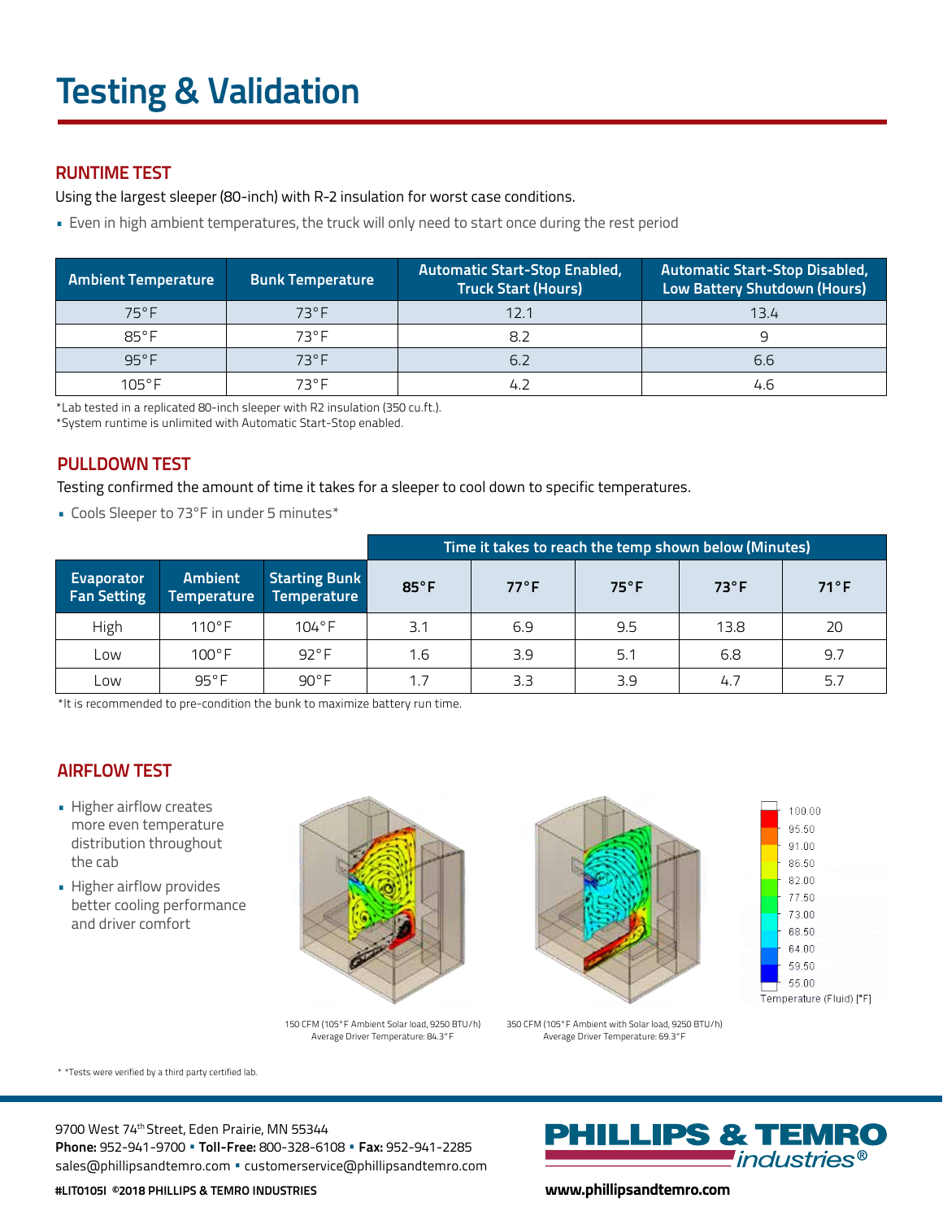# Testing & Validation

## RUNTIME TEST

Using the largest sleeper (80-inch) with R-2 insulation for worst case conditions.

- Even in high ambient temperatures, the truck will only need to start once during the rest period

| Ambient Temperature | Bunk Temperature | Automatic Start-Stop Enabled, Truck Start (Hours) | Automatic Start-Stop Disabled, Low Battery Shutdown (Hours) |
|---|---|---|---|
| 75°F | 73°F | 12.1 | 13.4 |
| 85°F | 73°F | 8.2 | 9 |
| 95°F | 73°F | 6.2 | 6.6 |
| 105°F | 73°F | 4.2 | 4.6 |

*Lab tested in a replicated 80-inch sleeper with R2 insulation (350 cu.ft.).
*System runtime is unlimited with Automatic Start-Stop enabled.

## PULLDOWN TEST

Testing confirmed the amount of time it takes for a sleeper to cool down to specific temperatures.

- Cools Sleeper to 73°F in under 5 minutes*

| | | | Time it takes to reach the temp shown below (Minutes) | | | | |
|---|---|---|---|---|---|---|---|
| Evaporator Fan Setting | Ambient Temperature | Starting Bunk Temperature | 85°F | 77°F | 75°F | 73°F | 71°F |
| High | 110°F | 104°F | 3.1 | 6.9 | 9.5 | 13.8 | 20 |
| Low | 100°F | 92°F | 1.6 | 3.9 | 5.1 | 6.8 | 9.7 |
| Low | 95°F | 90°F | 1.7 | 3.3 | 3.9 | 4.7 | 5.7 |

*It is recommended to pre-condition the bunk to maximize battery run time.

## AIRFLOW TEST

- Higher airflow creates more even temperature distribution throughout the cab
- Higher airflow provides better cooling performance and driver comfort

150 CFM (105°F Ambient Solar load, 9250 BTU/h)
Average Driver Temperature: 84.3°F

350 CFM (105°F Ambient with Solar load, 9250 BTU/h)
Average Driver Temperature: 69.3°F

100.00
95.50
91.00
86.50
82.00
77.50
73.00
68.50
64.00
59.50
55.00
Temperature (Fluid) [°F]

* *Tests were verified by a third party certified lab.

9700 West 74th Street, Eden Prairie, MN 55344
**Phone:** 952-941-9700 ▪ **Toll-Free:** 800-328-6108 ▪ **Fax:** 952-941-2285
sales@phillipsandtemro.com ▪ customerservice@phillipsandtemro.com

**#LIT0105I ©2018 PHILLIPS & TEMRO INDUSTRIES**

PHILLIPS & TEMRO industries®

**www.phillipsandtemro.com**